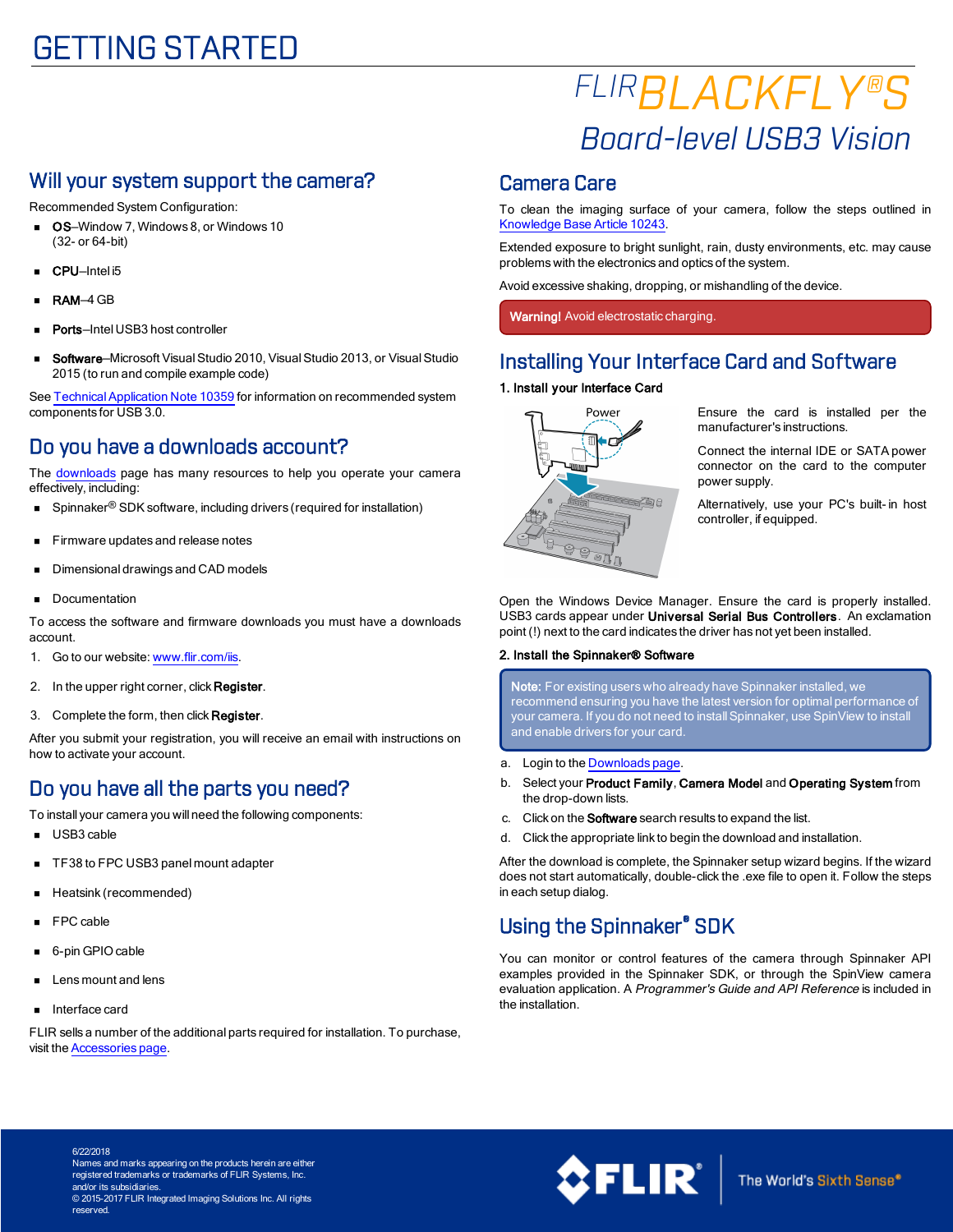# GETTING STARTED

FLIR BLACKFLY® S

*Board-level USB3 Vision*

## Will your system support the camera?

Recommended System Configuration:

- **OS**–Window 7, Windows 8, or Windows 10 (32- or 64-bit)
- **CPU**–Intel i5
- **RAM**–4 GB
- **Ports**–Intel USB3 host controller
- **Software**–Microsoft Visual Studio 2010, Visual Studio 2013, or Visual Studio 2015 (to run and compile example code)

See Technical Application Note 10359 for information on recommended system components for USB 3.0.

## Do you have a downloads account?

The downloads page has many resources to help you operate your camera effectively, including:

- Spinnaker® SDK software, including drivers (required for installation)
- Firmware updates and release notes
- Dimensional drawings and CAD models
- Documentation

To access the software and firmware downloads you must have a downloads account.

1. Go to our website: www.flir.com/iis.
2. In the upper right corner, click **Register**.
3. Complete the form, then click **Register**.

After you submit your registration, you will receive an email with instructions on how to activate your account.

## Do you have all the parts you need?

To install your camera you will need the following components:

- USB3 cable
- TF38 to FPC USB3 panel mount adapter
- Heatsink (recommended)
- FPC cable
- 6-pin GPIO cable
- Lens mount and lens
- Interface card

FLIR sells a number of the additional parts required for installation. To purchase, visit the Accessories page.

## Camera Care

To clean the imaging surface of your camera, follow the steps outlined in Knowledge Base Article 10243.

Extended exposure to bright sunlight, rain, dusty environments, etc. may cause problems with the electronics and optics of the system.

Avoid excessive shaking, dropping, or mishandling of the device.

**Warning!** Avoid electrostatic charging.

## Installing Your Interface Card and Software

**1. Install your Interface Card**

Power

Ensure the card is installed per the manufacturer's instructions.

Connect the internal IDE or SATA power connector on the card to the computer power supply.

Alternatively, use your PC's built-in host controller, if equipped.

Open the Windows Device Manager. Ensure the card is properly installed. USB3 cards appear under **Universal Serial Bus Controllers**. An exclamation point (!) next to the card indicates the driver has not yet been installed.

**2. Install the Spinnaker® Software**

**Note:** For existing users who already have Spinnaker installed, we recommend ensuring you have the latest version for optimal performance of your camera. If you do not need to install Spinnaker, use SpinView to install and enable drivers for your card.

a. Login to the Downloads page.

b. Select your **Product Family**, **Camera Model** and **Operating System** from the drop-down lists.

c. Click on the **Software** search results to expand the list.

d. Click the appropriate link to begin the download and installation.

After the download is complete, the Spinnaker setup wizard begins. If the wizard does not start automatically, double-click the .exe file to open it. Follow the steps in each setup dialog.

## Using the Spinnaker® SDK

You can monitor or control features of the camera through Spinnaker API examples provided in the Spinnaker SDK, or through the SpinView camera evaluation application. A *Programmer's Guide and API Reference* is included in the installation.

6/22/2018
Names and marks appearing on the products herein are either registered trademarks or trademarks of FLIR Systems, Inc. and/or its subsidiaries.
© 2015-2017 FLIR Integrated Imaging Solutions Inc. All rights reserved.

FLIR® The World's Sixth Sense®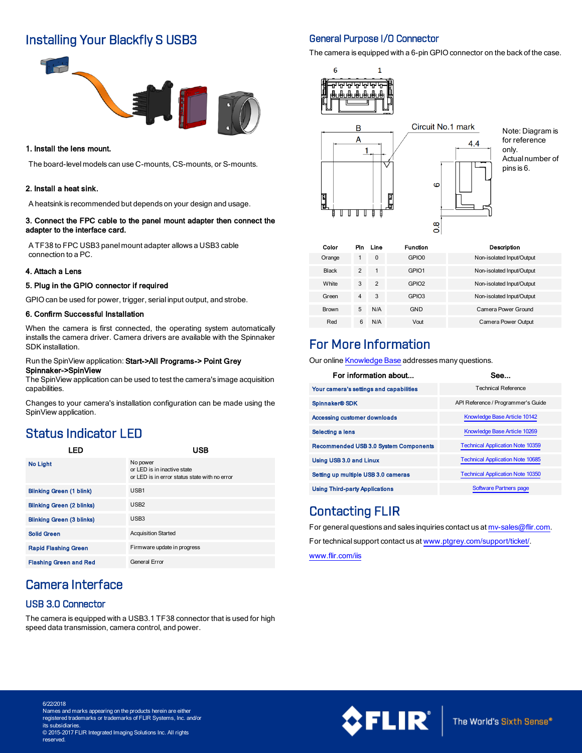# Installing Your Blackfly S USB3

**1. Install the lens mount.**

The board-level models can use C-mounts, CS-mounts, or S-mounts.

**2. Install a heat sink.**

A heatsink is recommended but depends on your design and usage.

**3. Connect the FPC cable to the panel mount adapter then connect the adapter to the interface card.**

A TF38 to FPC USB3 panel mount adapter allows a USB3 cable connection to a PC.

**4. Attach a Lens**

**5. Plug in the GPIO connector if required**

GPIO can be used for power, trigger, serial input output, and strobe.

**6. Confirm Successful Installation**

When the camera is first connected, the operating system automatically installs the camera driver. Camera drivers are available with the Spinnaker SDK installation.

Run the SpinView application: **Start->All Programs-> Point Grey Spinnaker->SpinView**
The SpinView application can be used to test the camera's image acquisition capabilities.

Changes to your camera's installation configuration can be made using the SpinView application.

# Status Indicator LED

| LED | USB |
|---|---|
| No Light | No power<br>or LED is in inactive state<br>or LED is in error status state with no error |
| Blinking Green (1 blink) | USB1 |
| Blinking Green (2 blinks) | USB2 |
| Blinking Green (3 blinks) | USB3 |
| Solid Green | Acquisition Started |
| Rapid Flashing Green | Firmware update in progress |
| Flashing Green and Red | General Error |

# Camera Interface

## USB 3.0 Connector

The camera is equipped with a USB3.1 TF38 connector that is used for high speed data transmission, camera control, and power.

## General Purpose I/O Connector

The camera is equipped with a 6-pin GPIO connector on the back of the case.

6 1

B
A
1
Circuit No.1 mark
4.4
6
0.8

Note: Diagram is for reference only. Actual number of pins is 6.

| Color | Pin | Line | Function | Description |
|---|---|---|---|---|
| Orange | 1 | 0 | GPIO0 | Non-isolated Input/Output |
| Black | 2 | 1 | GPIO1 | Non-isolated Input/Output |
| White | 3 | 2 | GPIO2 | Non-isolated Input/Output |
| Green | 4 | 3 | GPIO3 | Non-isolated Input/Output |
| Brown | 5 | N/A | GND | Camera Power Ground |
| Red | 6 | N/A | Vout | Camera Power Output |

# For More Information

Our online Knowledge Base addresses many questions.

| For information about... | See... |
|---|---|
| Your camera's settings and capabilities | Technical Reference |
| Spinnaker® SDK | API Reference / Programmer's Guide |
| Accessing customer downloads | Knowledge Base Article 10142 |
| Selecting a lens | Knowledge Base Article 10269 |
| Recommended USB 3.0 System Components | Technical Application Note 10359 |
| Using USB 3.0 and Linux | Technical Application Note 10685 |
| Setting up multiple USB 3.0 cameras | Technical Application Note 10350 |
| Using Third-party Applications | Software Partners page |

# Contacting FLIR

For general questions and sales inquiries contact us at mv-sales@flir.com.

For technical support contact us at www.ptgrey.com/support/ticket/.

www.flir.com/iis

6/22/2018
Names and marks appearing on the products herein are either registered trademarks or trademarks of FLIR Systems, Inc. and/or its subsidiaries.
© 2015-2017 FLIR Integrated Imaging Solutions Inc. All rights reserved.

FLIR® The World's Sixth Sense®